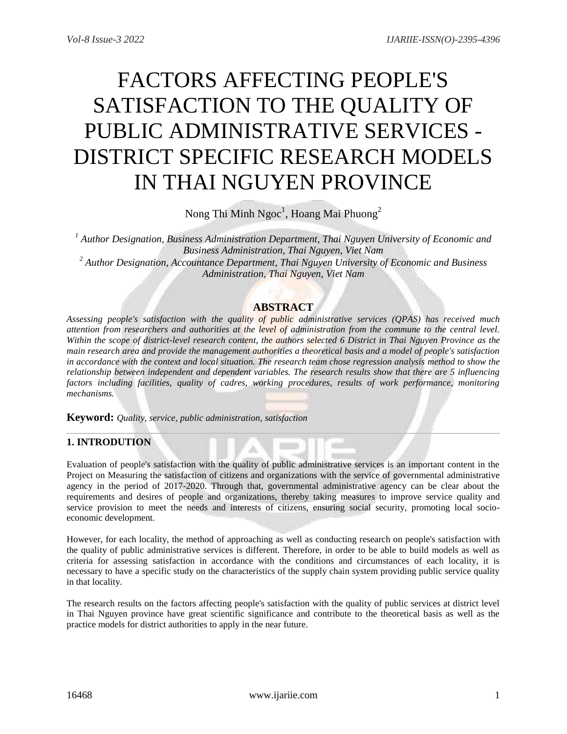# FACTORS AFFECTING PEOPLE'S SATISFACTION TO THE QUALITY OF PUBLIC ADMINISTRATIVE SERVICES - DISTRICT SPECIFIC RESEARCH MODELS IN THAI NGUYEN PROVINCE

Nong Thi Minh Ngoc[1], Hoang Mai Phuong[2]

*[1] Author Designation, Business Administration Department, Thai Nguyen University of Economic and Business Administration, Thai Nguyen, Viet Nam*

*[2] Author Designation, Accountance Department, Thai Nguyen University of Economic and Business Administration, Thai Nguyen, Viet Nam*

## ABSTRACT

*Assessing people's satisfaction with the quality of public administrative services (QPAS) has received much attention from researchers and authorities at the level of administration from the commune to the central level. Within the scope of district-level research content, the authors selected 6 District in Thai Nguyen Province as the main research area and provide the management authorities a theoretical basis and a model of people's satisfaction in accordance with the context and local situation. The research team chose regression analysis method to show the relationship between independent and dependent variables. The research results show that there are 5 influencing factors including facilities, quality of cadres, working procedures, results of work performance, monitoring mechanisms.*

**Keyword:** *Quality, service, public administration, satisfaction*

---

## 1. INTRODUTION

Evaluation of people's satisfaction with the quality of public administrative services is an important content in the Project on Measuring the satisfaction of citizens and organizations with the service of governmental administrative agency in the period of 2017-2020. Through that, governmental administrative agency can be clear about the requirements and desires of people and organizations, thereby taking measures to improve service quality and service provision to meet the needs and interests of citizens, ensuring social security, promoting local socio-economic development.

However, for each locality, the method of approaching as well as conducting research on people's satisfaction with the quality of public administrative services is different. Therefore, in order to be able to build models as well as criteria for assessing satisfaction in accordance with the conditions and circumstances of each locality, it is necessary to have a specific study on the characteristics of the supply chain system providing public service quality in that locality.

The research results on the factors affecting people's satisfaction with the quality of public services at district level in Thai Nguyen province have great scientific significance and contribute to the theoretical basis as well as the practice models for district authorities to apply in the near future.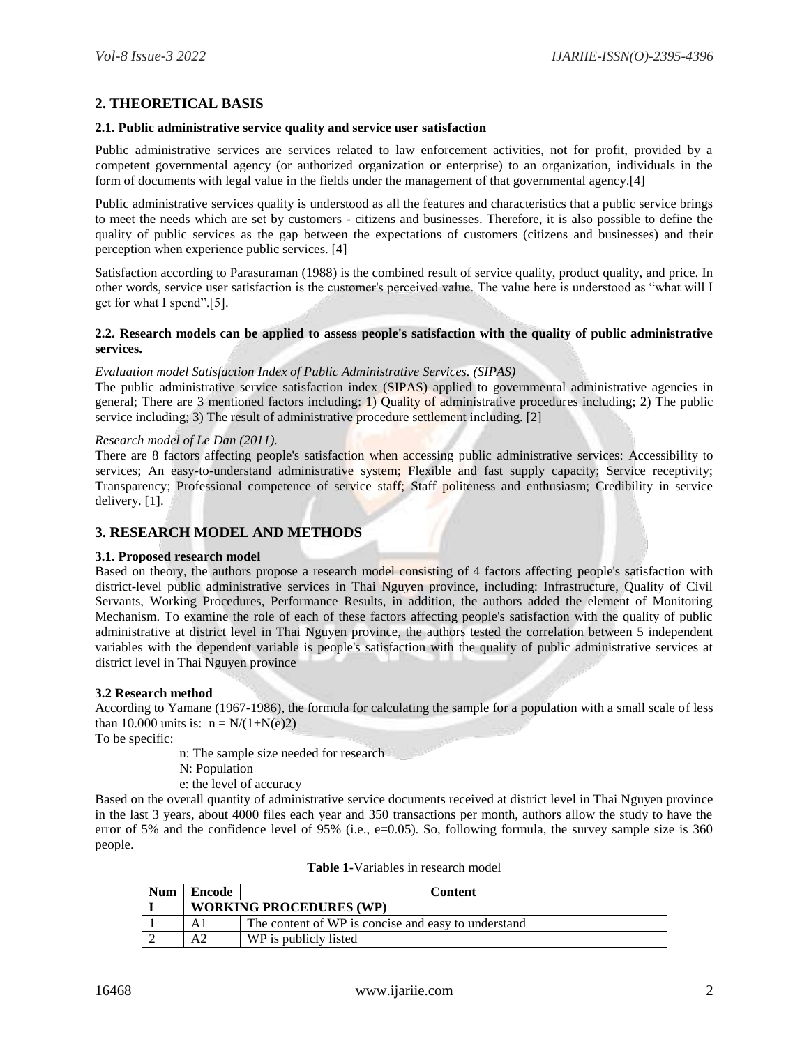## 2. THEORETICAL BASIS

### 2.1. Public administrative service quality and service user satisfaction

Public administrative services are services related to law enforcement activities, not for profit, provided by a competent governmental agency (or authorized organization or enterprise) to an organization, individuals in the form of documents with legal value in the fields under the management of that governmental agency.[4]

Public administrative services quality is understood as all the features and characteristics that a public service brings to meet the needs which are set by customers - citizens and businesses. Therefore, it is also possible to define the quality of public services as the gap between the expectations of customers (citizens and businesses) and their perception when experience public services. [4]

Satisfaction according to Parasuraman (1988) is the combined result of service quality, product quality, and price. In other words, service user satisfaction is the customer's perceived value. The value here is understood as "what will I get for what I spend".[5].

### 2.2. Research models can be applied to assess people's satisfaction with the quality of public administrative services.

*Evaluation model Satisfaction Index of Public Administrative Services. (SIPAS)*

The public administrative service satisfaction index (SIPAS) applied to governmental administrative agencies in general; There are 3 mentioned factors including: 1) Quality of administrative procedures including; 2) The public service including; 3) The result of administrative procedure settlement including. [2]

*Research model of Le Dan (2011).*

There are 8 factors affecting people's satisfaction when accessing public administrative services: Accessibility to services; An easy-to-understand administrative system; Flexible and fast supply capacity; Service receptivity; Transparency; Professional competence of service staff; Staff politeness and enthusiasm; Credibility in service delivery. [1].

## 3. RESEARCH MODEL AND METHODS

### 3.1. Proposed research model

Based on theory, the authors propose a research model consisting of 4 factors affecting people's satisfaction with district-level public administrative services in Thai Nguyen province, including: Infrastructure, Quality of Civil Servants, Working Procedures, Performance Results, in addition, the authors added the element of Monitoring Mechanism. To examine the role of each of these factors affecting people's satisfaction with the quality of public administrative at district level in Thai Nguyen province, the authors tested the correlation between 5 independent variables with the dependent variable is people's satisfaction with the quality of public administrative services at district level in Thai Nguyen province

### 3.2 Research method

According to Yamane (1967-1986), the formula for calculating the sample for a population with a small scale of less than 10.000 units is: $n = N/(1+N(e)2)$

To be specific:

n: The sample size needed for research

N: Population

e: the level of accuracy

Based on the overall quantity of administrative service documents received at district level in Thai Nguyen province in the last 3 years, about 4000 files each year and 350 transactions per month, authors allow the study to have the error of 5% and the confidence level of 95% (i.e., e=0.05). So, following formula, the survey sample size is 360 people.

**Table 1**-Variables in research model

| Num | Encode | Content |
|---|---|---|
| I | WORKING PROCEDURES (WP) | |
| 1 | A1 | The content of WP is concise and easy to understand |
| 2 | A2 | WP is publicly listed |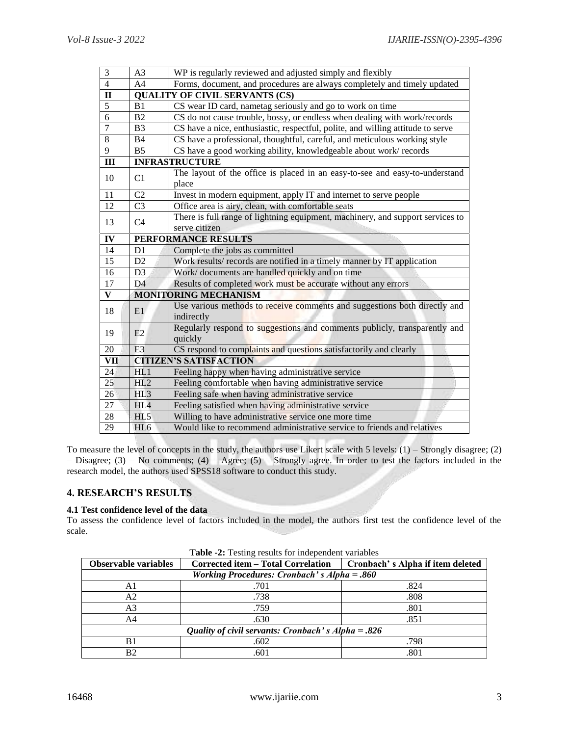| 3 | A3 | WP is regularly reviewed and adjusted simply and flexibly |
|---|---|---|
| 4 | A4 | Forms, document, and procedures are always completely and timely updated |
| **II** | **QUALITY OF CIVIL SERVANTS (CS)** | |
| 5 | B1 | CS wear ID card, nametag seriously and go to work on time |
| 6 | B2 | CS do not cause trouble, bossy, or endless when dealing with work/records |
| 7 | B3 | CS have a nice, enthusiastic, respectful, polite, and willing attitude to serve |
| 8 | B4 | CS have a professional, thoughtful, careful, and meticulous working style |
| 9 | B5 | CS have a good working ability, knowledgeable about work/ records |
| **III** | **INFRASTRUCTURE** | |
| 10 | C1 | The layout of the office is placed in an easy-to-see and easy-to-understand place |
| 11 | C2 | Invest in modern equipment, apply IT and internet to serve people |
| 12 | C3 | Office area is airy, clean, with comfortable seats |
| 13 | C4 | There is full range of lightning equipment, machinery, and support services to serve citizen |
| **IV** | **PERFORMANCE RESULTS** | |
| 14 | D1 | Complete the jobs as committed |
| 15 | D2 | Work results/ records are notified in a timely manner by IT application |
| 16 | D3 | Work/ documents are handled quickly and on time |
| 17 | D4 | Results of completed work must be accurate without any errors |
| **V** | **MONITORING MECHANISM** | |
| 18 | E1 | Use various methods to receive comments and suggestions both directly and indirectly |
| 19 | E2 | Regularly respond to suggestions and comments publicly, transparently and quickly |
| 20 | E3 | CS respond to complaints and questions satisfactorily and clearly |
| **VII** | **CITIZEN'S SATISFACTION** | |
| 24 | HL1 | Feeling happy when having administrative service |
| 25 | HL2 | Feeling comfortable when having administrative service |
| 26 | HL3 | Feeling safe when having administrative service |
| 27 | HL4 | Feeling satisfied when having administrative service |
| 28 | HL5 | Willing to have administrative service one more time |
| 29 | HL6 | Would like to recommend administrative service to friends and relatives |

To measure the level of concepts in the study, the authors use Likert scale with 5 levels: (1) – Strongly disagree; (2) – Disagree; (3) – No comments; (4) – Agree; (5) – Strongly agree. In order to test the factors included in the research model, the authors used SPSS18 software to conduct this study.

## 4. RESEARCH'S RESULTS

### 4.1 Test confidence level of the data

To assess the confidence level of factors included in the model, the authors first test the confidence level of the scale.

**Table -2:** Testing results for independent variables

| Observable variables | Corrected item – Total Correlation | Cronbach' s Alpha if item deleted |
|---|---|---|
| *Working Procedures: Cronbach' s Alpha = .860* | | |
| A1 | .701 | .824 |
| A2 | .738 | .808 |
| A3 | .759 | .801 |
| A4 | .630 | .851 |
| *Quality of civil servants: Cronbach' s Alpha = .826* | | |
| B1 | .602 | .798 |
| B2 | .601 | .801 |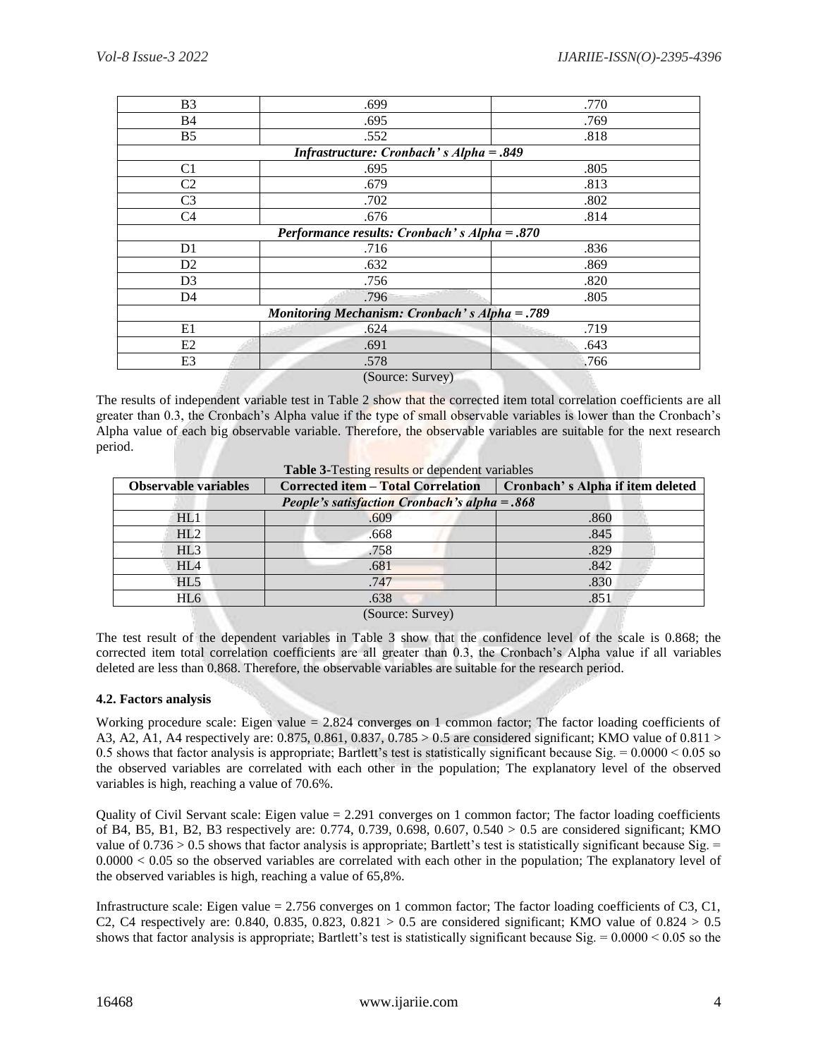| B3 | .699 | .770 |
|---|---|---|
| B4 | .695 | .769 |
| B5 | .552 | .818 |
| ***Infrastructure: Cronbach' s Alpha = .849*** | | |
| C1 | .695 | .805 |
| C2 | .679 | .813 |
| C3 | .702 | .802 |
| C4 | .676 | .814 |
| ***Performance results: Cronbach' s Alpha = .870*** | | |
| D1 | .716 | .836 |
| D2 | .632 | .869 |
| D3 | .756 | .820 |
| D4 | .796 | .805 |
| ***Monitoring Mechanism: Cronbach' s Alpha = .789*** | | |
| E1 | .624 | .719 |
| E2 | .691 | .643 |
| E3 | .578 | .766 |

(Source: Survey)

The results of independent variable test in Table 2 show that the corrected item total correlation coefficients are all greater than 0.3, the Cronbach's Alpha value if the type of small observable variables is lower than the Cronbach's Alpha value of each big observable variable. Therefore, the observable variables are suitable for the next research period.

**Table 3**-Testing results or dependent variables

| Observable variables | Corrected item – Total Correlation | Cronbach' s Alpha if item deleted |
|---|---|---|
| ***People's satisfaction Cronbach's alpha = .868*** | | |
| HL1 | .609 | .860 |
| HL2 | .668 | .845 |
| HL3 | .758 | .829 |
| HL4 | .681 | .842 |
| HL5 | .747 | .830 |
| HL6 | .638 | .851 |

(Source: Survey)

The test result of the dependent variables in Table 3 show that the confidence level of the scale is 0.868; the corrected item total correlation coefficients are all greater than 0.3, the Cronbach's Alpha value if all variables deleted are less than 0.868. Therefore, the observable variables are suitable for the research period.

### 4.2. Factors analysis

Working procedure scale: Eigen value = 2.824 converges on 1 common factor; The factor loading coefficients of A3, A2, A1, A4 respectively are: 0.875, 0.861, 0.837, 0.785 > 0.5 are considered significant; KMO value of 0.811 > 0.5 shows that factor analysis is appropriate; Bartlett's test is statistically significant because Sig. = 0.0000 < 0.05 so the observed variables are correlated with each other in the population; The explanatory level of the observed variables is high, reaching a value of 70.6%.

Quality of Civil Servant scale: Eigen value = 2.291 converges on 1 common factor; The factor loading coefficients of B4, B5, B1, B2, B3 respectively are: 0.774, 0.739, 0.698, 0.607, 0.540 > 0.5 are considered significant; KMO value of 0.736 > 0.5 shows that factor analysis is appropriate; Bartlett's test is statistically significant because Sig. = 0.0000 < 0.05 so the observed variables are correlated with each other in the population; The explanatory level of the observed variables is high, reaching a value of 65,8%.

Infrastructure scale: Eigen value = 2.756 converges on 1 common factor; The factor loading coefficients of C3, C1, C2, C4 respectively are: 0.840, 0.835, 0.823, 0.821 > 0.5 are considered significant; KMO value of 0.824 > 0.5 shows that factor analysis is appropriate; Bartlett's test is statistically significant because Sig. = 0.0000 < 0.05 so the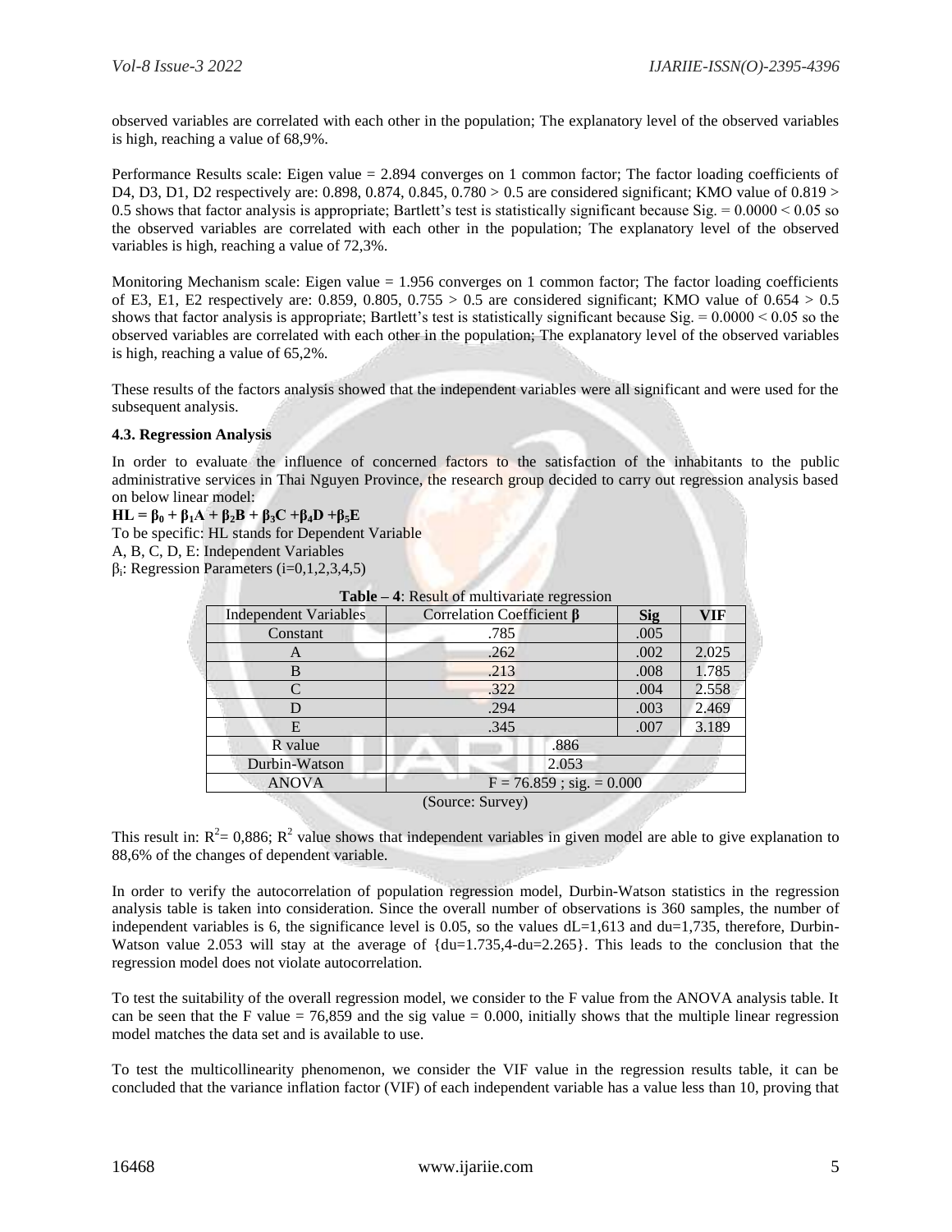observed variables are correlated with each other in the population; The explanatory level of the observed variables is high, reaching a value of 68,9%.

Performance Results scale: Eigen value = 2.894 converges on 1 common factor; The factor loading coefficients of D4, D3, D1, D2 respectively are: 0.898, 0.874, 0.845, 0.780 > 0.5 are considered significant; KMO value of 0.819 > 0.5 shows that factor analysis is appropriate; Bartlett's test is statistically significant because Sig. = 0.0000 < 0.05 so the observed variables are correlated with each other in the population; The explanatory level of the observed variables is high, reaching a value of 72,3%.

Monitoring Mechanism scale: Eigen value = 1.956 converges on 1 common factor; The factor loading coefficients of E3, E1, E2 respectively are: 0.859, 0.805, 0.755 > 0.5 are considered significant; KMO value of 0.654 > 0.5 shows that factor analysis is appropriate; Bartlett's test is statistically significant because Sig. = 0.0000 < 0.05 so the observed variables are correlated with each other in the population; The explanatory level of the observed variables is high, reaching a value of 65,2%.

These results of the factors analysis showed that the independent variables were all significant and were used for the subsequent analysis.

**4.3. Regression Analysis**

In order to evaluate the influence of concerned factors to the satisfaction of the inhabitants to the public administrative services in Thai Nguyen Province, the research group decided to carry out regression analysis based on below linear model:

$$HL = \beta_0 + \beta_1 A + \beta_2 B + \beta_3 C + \beta_4 D + \beta_5 E$$

To be specific: HL stands for Dependent Variable

A, B, C, D, E: Independent Variables

$\beta_i$: Regression Parameters (i=0,1,2,3,4,5)

**Table – 4**: Result of multivariate regression

| Independent Variables | Correlation Coefficient β | Sig | VIF |
|---|---|---|---|
| Constant | .785 | .005 | |
| A | .262 | .002 | 2.025 |
| B | .213 | .008 | 1.785 |
| C | .322 | .004 | 2.558 |
| D | .294 | .003 | 2.469 |
| E | .345 | .007 | 3.189 |
| R value | .886 | | |
| Durbin-Watson | 2.053 | | |
| ANOVA | F = 76.859 ; sig. = 0.000 | | |

(Source: Survey)

This result in: $R^2$= 0,886; $R^2$ value shows that independent variables in given model are able to give explanation to 88,6% of the changes of dependent variable.

In order to verify the autocorrelation of population regression model, Durbin-Watson statistics in the regression analysis table is taken into consideration. Since the overall number of observations is 360 samples, the number of independent variables is 6, the significance level is 0.05, so the values dL=1,613 and du=1,735, therefore, Durbin-Watson value 2.053 will stay at the average of {du=1.735,4-du=2.265}. This leads to the conclusion that the regression model does not violate autocorrelation.

To test the suitability of the overall regression model, we consider to the F value from the ANOVA analysis table. It can be seen that the F value = 76,859 and the sig value = 0.000, initially shows that the multiple linear regression model matches the data set and is available to use.

To test the multicollinearity phenomenon, we consider the VIF value in the regression results table, it can be concluded that the variance inflation factor (VIF) of each independent variable has a value less than 10, proving that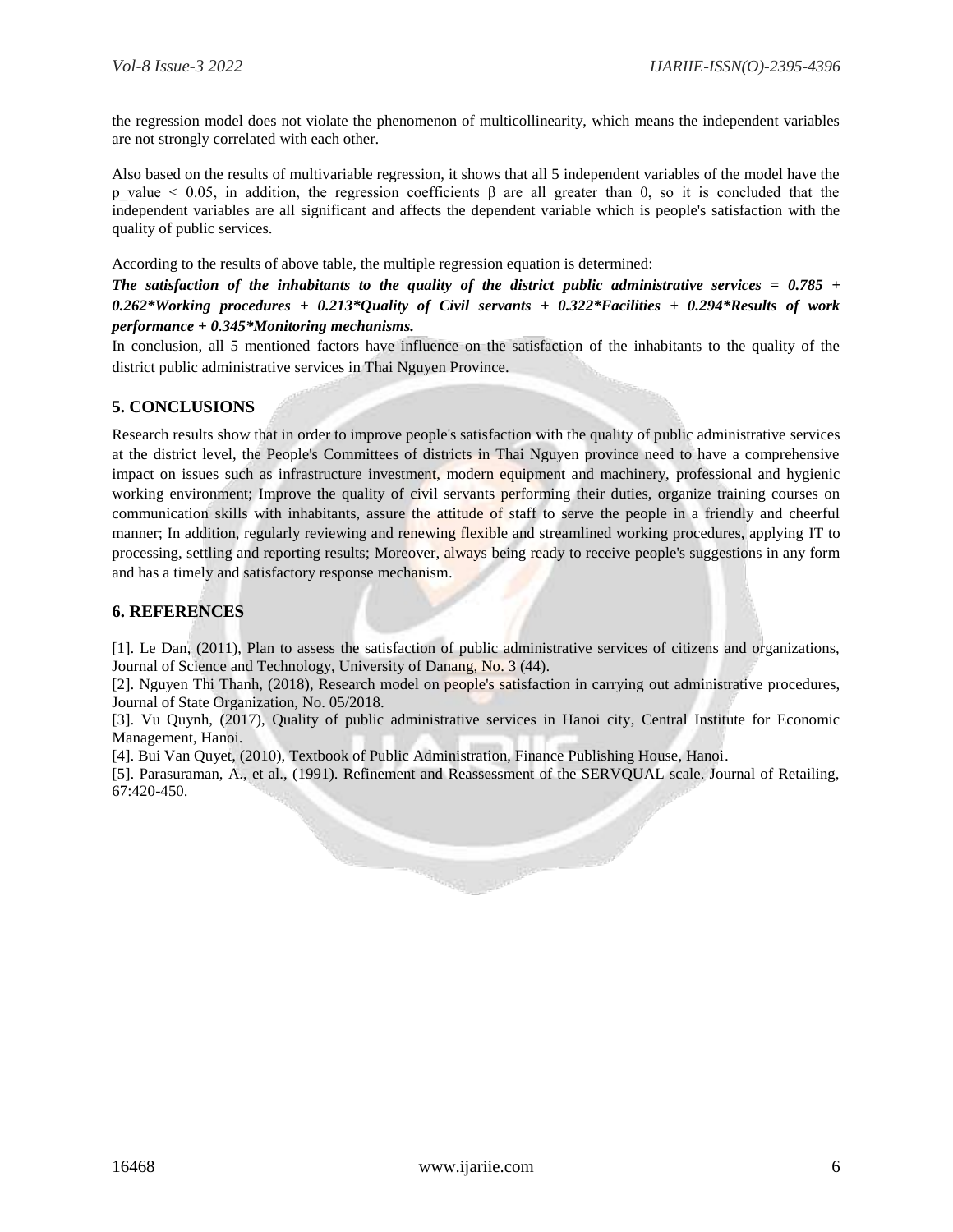the regression model does not violate the phenomenon of multicollinearity, which means the independent variables are not strongly correlated with each other.

Also based on the results of multivariable regression, it shows that all 5 independent variables of the model have the p_value $< 0.05$, in addition, the regression coefficients $\beta$ are all greater than 0, so it is concluded that the independent variables are all significant and affects the dependent variable which is people's satisfaction with the quality of public services.

According to the results of above table, the multiple regression equation is determined:

***The satisfaction of the inhabitants to the quality of the district public administrative services = 0.785 + 0.262*Working procedures + 0.213*Quality of Civil servants + 0.322*Facilities + 0.294*Results of work performance + 0.345*Monitoring mechanisms.***

In conclusion, all 5 mentioned factors have influence on the satisfaction of the inhabitants to the quality of the district public administrative services in Thai Nguyen Province.

## 5. CONCLUSIONS

Research results show that in order to improve people's satisfaction with the quality of public administrative services at the district level, the People's Committees of districts in Thai Nguyen province need to have a comprehensive impact on issues such as infrastructure investment, modern equipment and machinery, professional and hygienic working environment; Improve the quality of civil servants performing their duties, organize training courses on communication skills with inhabitants, assure the attitude of staff to serve the people in a friendly and cheerful manner; In addition, regularly reviewing and renewing flexible and streamlined working procedures, applying IT to processing, settling and reporting results; Moreover, always being ready to receive people's suggestions in any form and has a timely and satisfactory response mechanism.

## 6. REFERENCES

[1]. Le Dan, (2011), Plan to assess the satisfaction of public administrative services of citizens and organizations, Journal of Science and Technology, University of Danang, No. 3 (44).

[2]. Nguyen Thi Thanh, (2018), Research model on people's satisfaction in carrying out administrative procedures, Journal of State Organization, No. 05/2018.

[3]. Vu Quynh, (2017), Quality of public administrative services in Hanoi city, Central Institute for Economic Management, Hanoi.

[4]. Bui Van Quyet, (2010), Textbook of Public Administration, Finance Publishing House, Hanoi.

[5]. Parasuraman, A., et al., (1991). Refinement and Reassessment of the SERVQUAL scale. Journal of Retailing, 67:420-450.